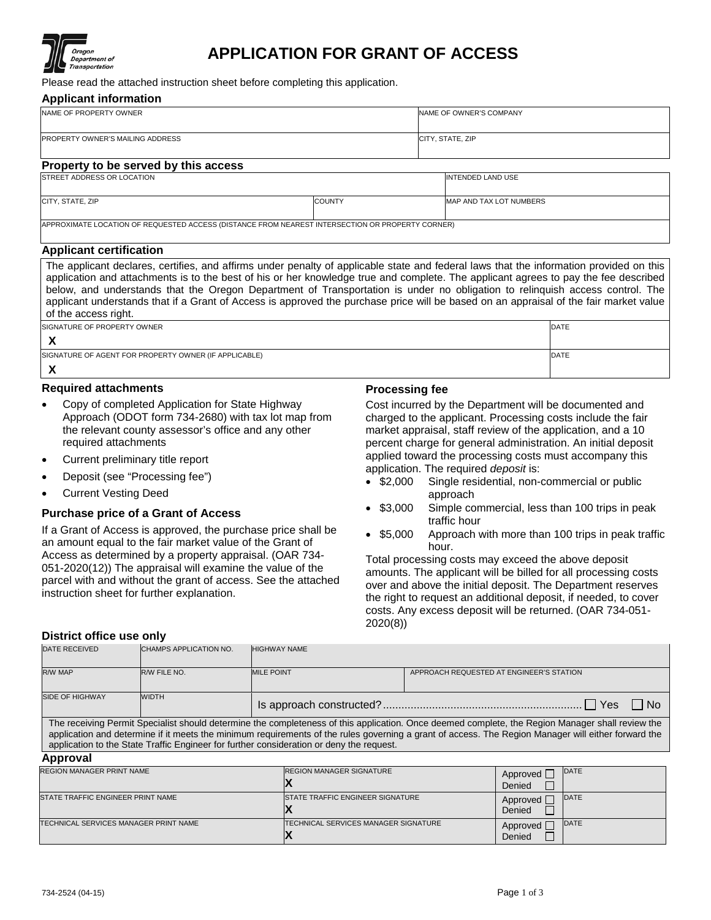# APPLICATION FOR GRANT OF ACCESS

Please read the attached instruction sheet before completing this application.

## Applicant information

| NAME OF PROPERTY OWNER | NAME OF OWNER'S COMPANY |
|---|---|
| PROPERTY OWNER'S MAILING ADDRESS | CITY, STATE, ZIP |

## Property to be served by this access

| STREET ADDRESS OR LOCATION | | INTENDED LAND USE |
|---|---|---|
| CITY, STATE, ZIP | COUNTY | MAP AND TAX LOT NUMBERS |
| APPROXIMATE LOCATION OF REQUESTED ACCESS (DISTANCE FROM NEAREST INTERSECTION OR PROPERTY CORNER) | | |

## Applicant certification

The applicant declares, certifies, and affirms under penalty of applicable state and federal laws that the information provided on this application and attachments is to the best of his or her knowledge true and complete. The applicant agrees to pay the fee described below, and understands that the Oregon Department of Transportation is under no obligation to relinquish access control. The applicant understands that if a Grant of Access is approved the purchase price will be based on an appraisal of the fair market value of the access right.

| SIGNATURE OF PROPERTY OWNER | DATE |
|---|---|
| X | |
| SIGNATURE OF AGENT FOR PROPERTY OWNER (IF APPLICABLE) | DATE |
| X | |

### Required attachments

- Copy of completed Application for State Highway Approach (ODOT form 734-2680) with tax lot map from the relevant county assessor's office and any other required attachments
- Current preliminary title report
- Deposit (see "Processing fee")
- Current Vesting Deed

### Purchase price of a Grant of Access

If a Grant of Access is approved, the purchase price shall be an amount equal to the fair market value of the Grant of Access as determined by a property appraisal. (OAR 734-051-2020(12)) The appraisal will examine the value of the parcel with and without the grant of access. See the attached instruction sheet for further explanation.

### Processing fee

Cost incurred by the Department will be documented and charged to the applicant. Processing costs include the fair market appraisal, staff review of the application, and a 10 percent charge for general administration. An initial deposit applied toward the processing costs must accompany this application. The required *deposit* is:

- $2,000 Single residential, non-commercial or public approach
- $3,000 Simple commercial, less than 100 trips in peak traffic hour
- $5,000 Approach with more than 100 trips in peak traffic hour.

Total processing costs may exceed the above deposit amounts. The applicant will be billed for all processing costs over and above the initial deposit. The Department reserves the right to request an additional deposit, if needed, to cover costs. Any excess deposit will be returned. (OAR 734-051-2020(8))

## District office use only

| DATE RECEIVED | CHAMPS APPLICATION NO. | HIGHWAY NAME | |
|---|---|---|---|
| R/W MAP | R/W FILE NO. | MILE POINT | APPROACH REQUESTED AT ENGINEER'S STATION |
| SIDE OF HIGHWAY | WIDTH | Is approach constructed? ☐ Yes ☐ No | |

The receiving Permit Specialist should determine the completeness of this application. Once deemed complete, the Region Manager shall review the application and determine if it meets the minimum requirements of the rules governing a grant of access. The Region Manager will either forward the application to the State Traffic Engineer for further consideration or deny the request.

## Approval

| REGION MANAGER PRINT NAME | REGION MANAGER SIGNATURE<br>X | Approved ☐<br>Denied ☐ | DATE |
|---|---|---|---|
| STATE TRAFFIC ENGINEER PRINT NAME | STATE TRAFFIC ENGINEER SIGNATURE<br>X | Approved ☐<br>Denied ☐ | DATE |
| TECHNICAL SERVICES MANAGER PRINT NAME | TECHNICAL SERVICES MANAGER SIGNATURE<br>X | Approved ☐<br>Denied ☐ | DATE |

734-2524 (04-15)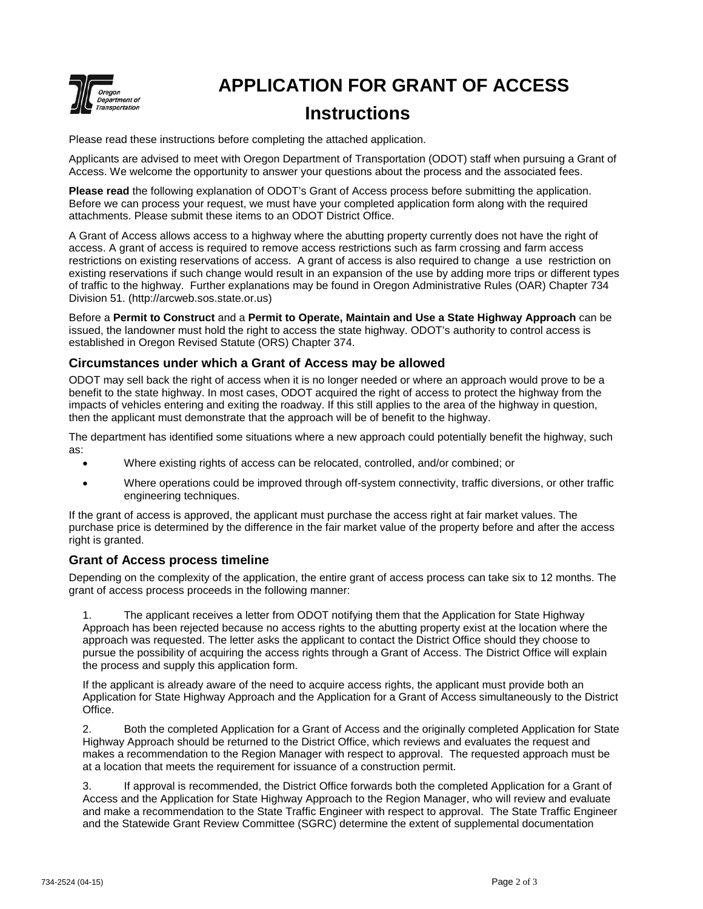# APPLICATION FOR GRANT OF ACCESS

## Instructions

Please read these instructions before completing the attached application.

Applicants are advised to meet with Oregon Department of Transportation (ODOT) staff when pursuing a Grant of Access. We welcome the opportunity to answer your questions about the process and the associated fees.

**Please read** the following explanation of ODOT's Grant of Access process before submitting the application. Before we can process your request, we must have your completed application form along with the required attachments. Please submit these items to an ODOT District Office.

A Grant of Access allows access to a highway where the abutting property currently does not have the right of access. A grant of access is required to remove access restrictions such as farm crossing and farm access restrictions on existing reservations of access. A grant of access is also required to change a use restriction on existing reservations if such change would result in an expansion of the use by adding more trips or different types of traffic to the highway. Further explanations may be found in Oregon Administrative Rules (OAR) Chapter 734 Division 51. (http://arcweb.sos.state.or.us)

Before a **Permit to Construct** and a **Permit to Operate, Maintain and Use a State Highway Approach** can be issued, the landowner must hold the right to access the state highway. ODOT's authority to control access is established in Oregon Revised Statute (ORS) Chapter 374.

### Circumstances under which a Grant of Access may be allowed

ODOT may sell back the right of access when it is no longer needed or where an approach would prove to be a benefit to the state highway. In most cases, ODOT acquired the right of access to protect the highway from the impacts of vehicles entering and exiting the roadway. If this still applies to the area of the highway in question, then the applicant must demonstrate that the approach will be of benefit to the highway.

The department has identified some situations where a new approach could potentially benefit the highway, such as:

- Where existing rights of access can be relocated, controlled, and/or combined; or
- Where operations could be improved through off-system connectivity, traffic diversions, or other traffic engineering techniques.

If the grant of access is approved, the applicant must purchase the access right at fair market values. The purchase price is determined by the difference in the fair market value of the property before and after the access right is granted.

### Grant of Access process timeline

Depending on the complexity of the application, the entire grant of access process can take six to 12 months. The grant of access process proceeds in the following manner:

1. The applicant receives a letter from ODOT notifying them that the Application for State Highway Approach has been rejected because no access rights to the abutting property exist at the location where the approach was requested. The letter asks the applicant to contact the District Office should they choose to pursue the possibility of acquiring the access rights through a Grant of Access. The District Office will explain the process and supply this application form.

   If the applicant is already aware of the need to acquire access rights, the applicant must provide both an Application for State Highway Approach and the Application for a Grant of Access simultaneously to the District Office.

2. Both the completed Application for a Grant of Access and the originally completed Application for State Highway Approach should be returned to the District Office, which reviews and evaluates the request and makes a recommendation to the Region Manager with respect to approval. The requested approach must be at a location that meets the requirement for issuance of a construction permit.

3. If approval is recommended, the District Office forwards both the completed Application for a Grant of Access and the Application for State Highway Approach to the Region Manager, who will review and evaluate and make a recommendation to the State Traffic Engineer with respect to approval. The State Traffic Engineer and the Statewide Grant Review Committee (SGRC) determine the extent of supplemental documentation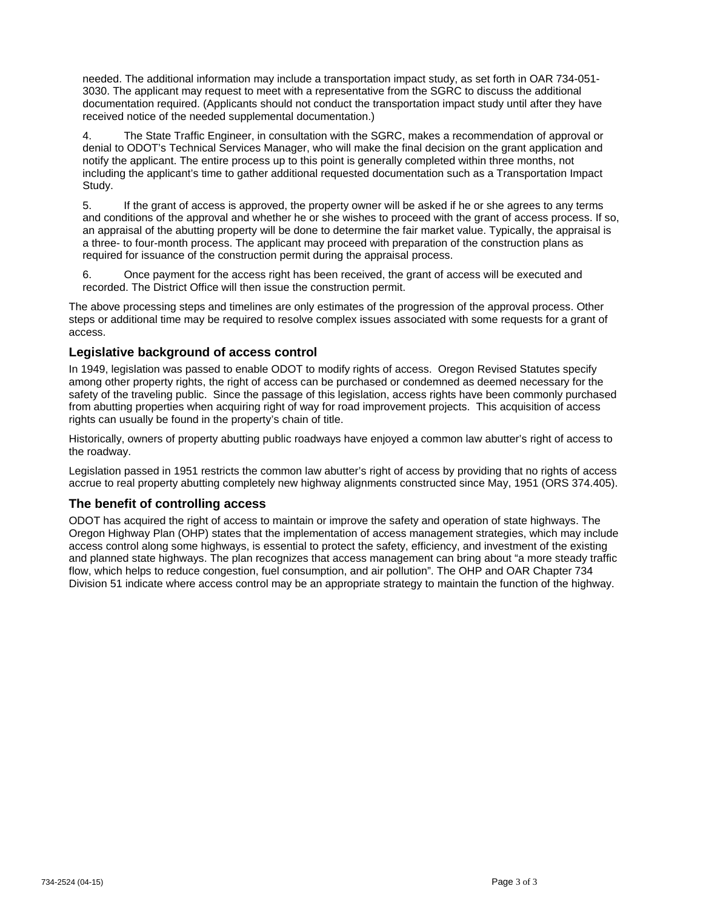needed. The additional information may include a transportation impact study, as set forth in OAR 734-051-3030. The applicant may request to meet with a representative from the SGRC to discuss the additional documentation required. (Applicants should not conduct the transportation impact study until after they have received notice of the needed supplemental documentation.)

4. The State Traffic Engineer, in consultation with the SGRC, makes a recommendation of approval or denial to ODOT's Technical Services Manager, who will make the final decision on the grant application and notify the applicant. The entire process up to this point is generally completed within three months, not including the applicant's time to gather additional requested documentation such as a Transportation Impact Study.

5. If the grant of access is approved, the property owner will be asked if he or she agrees to any terms and conditions of the approval and whether he or she wishes to proceed with the grant of access process. If so, an appraisal of the abutting property will be done to determine the fair market value. Typically, the appraisal is a three- to four-month process. The applicant may proceed with preparation of the construction plans as required for issuance of the construction permit during the appraisal process.

6. Once payment for the access right has been received, the grant of access will be executed and recorded. The District Office will then issue the construction permit.

The above processing steps and timelines are only estimates of the progression of the approval process. Other steps or additional time may be required to resolve complex issues associated with some requests for a grant of access.

## Legislative background of access control

In 1949, legislation was passed to enable ODOT to modify rights of access. Oregon Revised Statutes specify among other property rights, the right of access can be purchased or condemned as deemed necessary for the safety of the traveling public. Since the passage of this legislation, access rights have been commonly purchased from abutting properties when acquiring right of way for road improvement projects. This acquisition of access rights can usually be found in the property's chain of title.

Historically, owners of property abutting public roadways have enjoyed a common law abutter's right of access to the roadway.

Legislation passed in 1951 restricts the common law abutter's right of access by providing that no rights of access accrue to real property abutting completely new highway alignments constructed since May, 1951 (ORS 374.405).

## The benefit of controlling access

ODOT has acquired the right of access to maintain or improve the safety and operation of state highways. The Oregon Highway Plan (OHP) states that the implementation of access management strategies, which may include access control along some highways, is essential to protect the safety, efficiency, and investment of the existing and planned state highways. The plan recognizes that access management can bring about "a more steady traffic flow, which helps to reduce congestion, fuel consumption, and air pollution". The OHP and OAR Chapter 734 Division 51 indicate where access control may be an appropriate strategy to maintain the function of the highway.

734-2524 (04-15)